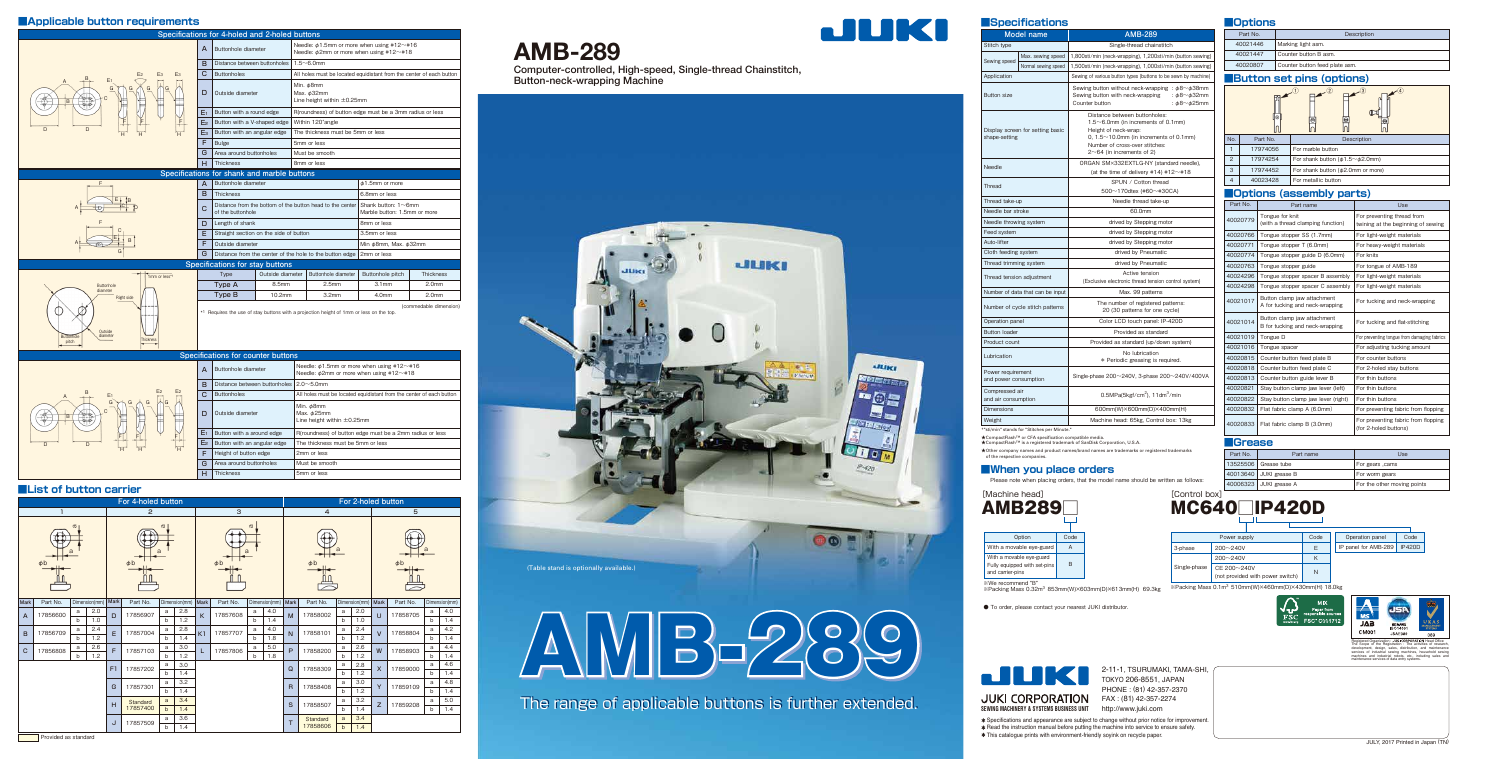# AMB-289

**Computer-controlled, High-speed, Single-thread Chainstitch, Button-neck-wrapping Machine**

JUKI

## ■Applicable button requirements

### Specifications for 4-holed and 2-holed buttons

| | | |
|---|---|---|
| A | Buttonhole diameter | Needle: ϕ1.5mm or more when using #12~#16<br>Needle: ϕ2mm or more when using #12~#18 |
| B | Distance between buttonholes | 1.5~6.0mm |
| C | Buttonholes | All holes must be located equidistant from the center of each button |
| D | Outside diameter | Min. ϕ8mm<br>Max. ϕ32mm<br>Line height within ±0.25mm |
| E1 | Button with a round edge | R(roundness) of button edge must be a 3mm radius or less |
| E2 | Button with a V-shaped edge | Within 120°angle |
| E3 | Button with an angular edge | The thickness must be 5mm or less |
| F | Bulge | 5mm or less |
| G | Area around buttonholes | Must be smooth |
| H | Thickness | 8mm or less |

### Specifications for shank and marble buttons

| | | |
|---|---|---|
| A | Buttonhole diameter | ϕ1.5mm or more |
| B | Thickness | 6.8mm or less |
| C | Distance from the bottom of the button head to the center of the buttonhole | Shank button: 1~6mm<br>Marble button: 1.5mm or more |
| D | Length of shank | 8mm or less |
| E | Straight section on the side of button | 3.5mm or less |
| F | Outside diameter | Min ϕ8mm, Max. ϕ32mm |
| G | Distance from the center of the hole to the button edge | 2mm or less |

### Specifications for stay buttons

| Type | Outside diameter | Buttonhole diameter | Buttonhole pitch | Thickness |
|---|---|---|---|---|
| Type A | 8.5mm | 2.5mm | 3.1mm | 2.0mm |
| Type B | 10.2mm | 3.2mm | 4.0mm | 2.0mm |

(commedable dimension)

*1 Requires the use of stay buttons with a projection height of 1mm or less on the top.

### Specifications for counter buttons

| | | |
|---|---|---|
| A | Buttonhole diameter | Needle: ϕ1.5mm or more when using #12~#16<br>Needle: ϕ2mm or more when using #12~#18 |
| B | Distance between buttonholes | 2.0~5.0mm |
| C | Buttonholes | All holes must be located equidistant from the center of each button |
| D | Outside diameter | Min. ϕ8mm<br>Max. ϕ25mm<br>Line height within ±0.25mm |
| E1 | Button with a round edge | R(roundness) of button edge must be a 2mm radius or less |
| E2 | Button with an angular edge | The thickness must be 5mm or less |
| F | Height of button edge | 2mm or less |
| G | Area around buttonholes | Must be smooth |
| H | Thickness | 5mm or less |

## ■List of button carrier

| Mark | Part No. | | Dimension(mm) | Mark | Part No. | | Dimension(mm) | Mark | Part No. | | Dimension(mm) | Mark | Part No. | | Dimension(mm) | Mark | Part No. | | Dimension(mm) |
|---|---|---|---|---|---|---|---|---|---|---|---|---|---|---|---|---|---|---|---|
| A | 17856600 | a | 2.0 | D | 17856907 | a | 2.8 | K | 17857608 | a | 4.0 | M | 17858002 | a | 2.0 | U | 17858705 | a | 4.0 |
| | | b | 1.0 | | | b | 1.2 | | | b | 1.4 | | | b | 1.0 | | | b | 1.4 |
| B | 17856709 | a | 2.4 | E | 17857004 | a | 2.8 | K1 | 17857707 | a | 4.0 | N | 17858101 | a | 2.4 | V | 17858804 | a | 4.2 |
| | | b | 1.2 | | | b | 1.4 | | | b | 1.8 | | | b | 1.2 | | | b | 1.4 |
| C | 17856808 | a | 2.6 | F | 17857103 | a | 3.0 | L | 17857806 | a | 5.0 | P | 17858200 | a | 2.6 | W | 17858903 | a | 4.4 |
| | | b | 1.2 | | | b | 1.2 | | | b | 1.8 | | | b | 1.2 | | | b | 1.4 |
| | | | | F1 | 17857202 | a | 3.0 | | | | | Q | 17858309 | a | 2.8 | X | 17859000 | a | 4.6 |
| | | | | | | b | 1.4 | | | | | | | b | 1.2 | | | b | 1.4 |
| | | | | G | 17857301 | a | 3.2 | | | | | R | 17858408 | a | 3.0 | Y | 17859109 | a | 4.8 |
| | | | | | | b | 1.4 | | | | | | | b | 1.2 | | | b | 1.4 |
| | | | | H | Standard 17857400 | a | 3.4 | | | | | S | 17858507 | a | 3.2 | Z | 17859208 | a | 5.0 |
| | | | | | | b | 1.4 | | | | | | | b | 1.4 | | | b | 1.4 |
| | | | | J | 17857509 | a | 3.6 | | | | | T | Standard 17858606 | a | 3.4 | | | | |
| | | | | | | b | 1.4 | | | | | | | b | 1.4 | | | | |

Columns 1–3: For 4-holed button; Columns 4–5: For 2-holed button.

Provided as standard

(Table stand is optionally available.)

# AMB-289

The range of applicable buttons is further extended.

## ■Specifications

| Model name | | AMB-289 |
|---|---|---|
| Stitch type | | Single-thread chainstitch |
| Sewing speed | Max. sewing speed | 1,300sti/min (neck-wrapping), 1,200sti/min (button sewing) |
| | Normal sewing speed | 1,500sti/min (neck-wrapping), 1,000sti/min (button sewing) |
| Application | | Sewing of various button types (buttons to be sewn by machine) |
| Button size | | Sewing button without neck-wrapping : ϕ8~ϕ38mm<br>Sewing button with neck-wrapping : ϕ8~ϕ32mm<br>Counter button : ϕ8~ϕ25mm |
| Display screen for setting basic shape-setting | | Distance between buttonholes: 1.5~6.0mm (in increments of 0.1mm)<br>Height of neck-wrap: 0, 1.5~10.0mm (in increments of 0.1mm)<br>Number of cross-over stitches: 2~64 (in increments of 2) |
| Needle | | ORGAN SM×332EXTLG-NY (standard needle), (at the time of delivery #14) #12~#18 |
| Thread | | SPUN / Cotton thread 500~170dtex (#60~#30CA) |
| Thread take-up | | Needle thread take-up |
| Needle bar stroke | | 60.0mm |
| Needle throwing system | | drived by Stepping motor |
| Feed system | | drived by Stepping motor |
| Auto-lifter | | drived by Stepping motor |
| Cloth feeding system | | drived by Pneumatic |
| Thread trimming system | | drived by Pneumatic |
| Thread tension adjustment | | Active tension (Exclusive electronic thread tension control system) |
| Number of data that can be input | | Max. 99 patterns |
| Number of cycle stitch patterns | | The number of registered patterns: 20 (30 patterns for one cycle) |
| Operation panel | | Color LCD touch panel: IP-420D |
| Button loader | | Provided as standard |
| Product count | | Provided as standard (up/down system) |
| Lubrication | | No lubrication<br>※ Periodic greasing is required. |
| Power requirement and power consumption | | Single-phase 200~240V, 3-phase 200~240V/400VA |
| Compressed air and air consumption | | 0.5MPa(5kgf/cm²), 11dm³/min |
| Dimensions | | 600mm(W)×600mm(D)×400mm(H) |
| Weight | | Machine head: 65kg, Control box: 13kg |

*"sti/min" stands for "Stitches per Minute."
●CompactFlash™ is CFA specification compatible media.
●CompactFlash™ is a registered trademark of SanDisk Corporation, U.S.A.
※Other company names and product names/brand names are trademarks or registered trademarks of the respective companies.

## ■When you place orders

Please note when placing orders, that the model name should be written as follows:

[Machine head]
**AMB289□**

| Option | Code |
|---|---|
| With a movable eye-guard | A |
| With a movable eye-guard Fully equipped with set-pins and carrier-pins | B |

※We recommend "B"
※Packing Mass 0.32m³ 853mm(W)×603mm(D)×613mm(H) 69.3kg

[Control box]
**MC640□IP420D**

| Power supply | | Code |
|---|---|---|
| 3-phase | 200~240V | E |
| Single-phase | 200~240V | K |
| | CE 200~240V (not provided with power switch) | N |

| Operation panel | Code |
|---|---|
| IP panel for AMB-289 | IP420D |

※Packing Mass 0.1m³ 510mm(W)×460mm(D)×430mm(H) 18.0kg

● To order, please contact your nearest JUKI distributor.

## ■Options

| Part No. | Description |
|---|---|
| 40021446 | Marking light asm. |
| 40021447 | Counter button B asm. |
| 40020807 | Counter button feed plate asm. |

## ■Button set pins (options)

| No. | Part No. | Description |
|---|---|---|
| 1 | 17974056 | For marble button |
| 2 | 17974254 | For shank button (ϕ1.5~ϕ2.0mm) |
| 3 | 17974452 | For shank button (ϕ2.0mm or more) |
| 4 | 40023428 | For metallic button |

## ■Options (assembly parts)

| Part No. | Part name | Use |
|---|---|---|
| 40020779 | Tongue for knit (with a thread clamping function) | For preventing thread from being at the beginning of sewing |
| 40020766 | Tongue stopper SS (1.7mm) | For light-weight materials |
| 40020771 | Tongue stopper T (6.0mm) | For heavy-weight materials |
| 40020774 | Tongue stopper guide D (6.0mm) | For knits |
| 40020763 | Tongue stopper guide | For tongue of AMB-189 |
| 40024296 | Tongue stopper spacer B assembly | For light-weight materials |
| 40024298 | Tongue stopper spacer C assembly | For light-weight materials |
| 40021017 | Button clamp jaw attachment A for tucking and neck-wrapping | For tucking and neck-wrapping |
| 40021014 | Button clamp jaw attachment B for tucking and neck-wrapping | For tucking and flat-stitching |
| 40021019 | Tongue D | For preventing tongue from damaging fabrics |
| 40021016 | Tongue spacer | For adjusting tucking amount |
| 40020815 | Counter button feed plate B | For counter buttons |
| 40020818 | Counter button feed plate C | For 2-holed stay buttons |
| 40020813 | Counter button guide lever B | For thin buttons |
| 40020821 | Stay button clamp jaw lever (left) | For thin buttons |
| 40020822 | Stay button clamp jaw lever (right) | For thin buttons |
| 40020832 | Flat fabric clamp A (6.0mm) | For preventing fabric from flopping |
| 40020833 | Flat fabric clamp B (3.0mm) | For preventing fabric from flopping (for 2-holed buttons) |

## ■Grease

| Part No. | Part name | Use |
|---|---|---|
| 13525506 | Grease tube | For gears, cams |
| 40013640 | JUKI grease B | For worm gears |
| 40006323 | JUKI grease A | For the other moving points |

JUKI CORPORATION
SEWING MACHINERY & SYSTEMS BUSINESS UNIT

2-11-1, TSURUMAKI, TAMA-SHI, TOKYO 206-8551, JAPAN
PHONE : (81) 42-357-2370
FAX : (81) 42-357-2274
http://www.juki.com

● Specifications and appearance are subject to change without prior notice for improvement.
● Read the instruction manual before putting the machine into service to ensure safety.
● This catalogue prints with environment-friendly soyink on recycle paper.

JULY, 2017 Printed in Japan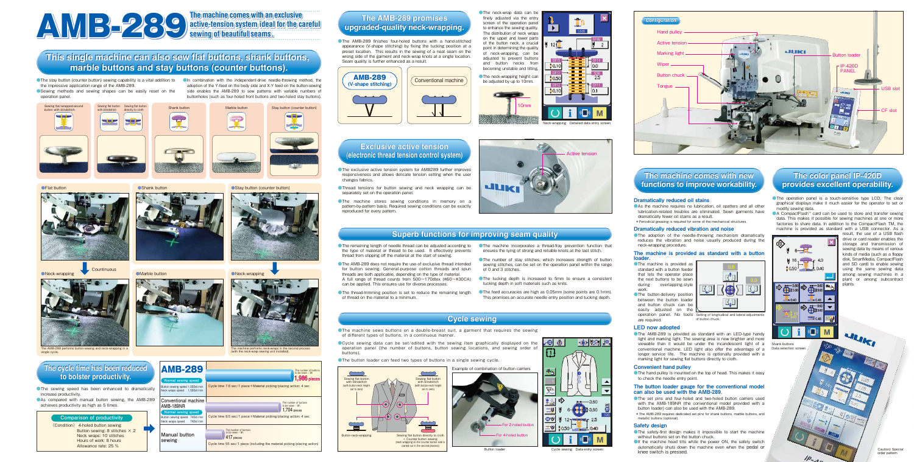# AMB-289

**The machine comes with an exclusive active-tension system, ideal for the careful sewing of beautiful seams.**

## This single machine can also sew flat buttons, shank buttons, marble buttons and stay buttons (counter buttons).

- The stay button (counter button) sewing capability is a vital addition to the impressive application range of the AMB-289.
- Sewing methods and sewing shapes can be easily reset on the operation panel.
- In combination with the independent-drive needle-throwing method, the adoption of the Y-feed on the body side and X-Y feed on the button-sewing side enables the AMB-289 to sew patterns with variable numbers of buttonholes (such as four-holed front buttons and two-holed stay buttons).

Sewing flat/wrapped-around button with blindstitch | Sewing flat button with blindstitch | Sewing flat button directly to cloth | Shank button | Marble button | Stay button (counter button)

Flat button | Shank button | Stay button (counter button)

Neck-wrapping | Continuous | Marble button | Neck-wrapping

The AMB-289 performs button-sewing and neck-wrapping in a single cycle.

The machine performs neck-wraps in the second process (with the neck-wrap sewing unit installed).

## The cycle time has been reduced to bolster productivity.

- The sewing speed has been enhanced to dramatically increase productivity.
- As compared with manual button sewing, the AMB-289 achieves productivity as high as 5 times.

**Comparison of productivity**

(Condition) 4-holed button sewing
Button sewing: 8 stitches × 2
Neck wraps: 10 stitches
Hours of work: 8 hours
Allowance rate: 25 %

| Machine | Number of buttons to be sewn / 8h | Cycle time |
|---|---|---|
| AMB-289 (Normal sewing speed: Button sewing speed 1,800sti/min, Neck wraps speed 1,500sti/min) | 1,986 pieces | Cycle time 7.6 sec/1 piece+Material picking/placing action: 4 sec |
| Conventional machine AMB-189NR (Normal sewing speed: Button sewing speed 740sti/min, Neck wraps speed 740sti/min) | 1,704 pieces | Cycle time 9.5 sec/1 piece+Material picking/placing action: 4 sec |
| Manual button sewing | 417 pieces | Cycle time 55 sec/1 piece (including the material picking/placing action) |

## The AMB-289 promises upgraded-quality neck-wrapping.

- The AMB-289 finishes four-holed buttons with a hand-stitched appearance (V-shape stitching) by fixing the tucking position at a preset location. This results in the sewing of a neat seam on the wrong side of the garment and neck-wrap knots at a single location. Seam quality is further enhanced as a result.

AMB-289 (V-shape stitching) | Conventional machine

- The neck-wrap data can be finely adjusted via the entry screen of the operation panel to enhance the sewing quality. The distribution of neck wraps on the upper and lower parts of the button neck, a crucial point in determining the quality of neck-wrapping, can be adjusted to prevent buttons and button necks from becoming unstable and tilting.
- The neck-wrap height can be adjusted by up to 10mm.

10mm

Neck-wrapping Detailed data entry screen

## Exclusive active tension (electronic thread tension control system)

- The exclusive active tension system for AMB289 further improves responsiveness and allows delicate tension setting when the user changes fabrics.
- Thread tensions for button sewing and neck wrapping can be separately set on the operation panel.
- The machine stores sewing conditions in memory on a pattern-by-pattern basis. Required sewing conditions can be exactly reproduced for every pattern.

Active tension

## Superb functions for improving seam quality

- The remaining length of needle thread can be adjusted according to the type of material or thread to be used. It effectively prevents thread from slipping off the material at the start of sewing.
- The AMB-289 does not require the use of exclusive thread intended for button sewing. General-purpose cotton threads and spun threads are both applicable, depending on the type of material. A full range of thread counts from 500—170dtex (#60—#30CA) can be applied. This ensures use for diverse processes.
- The thread-trimming position is set to reduce the remaining length of thread on the material to a minimum.
- The machine incorporates a thread-fray prevention function that ensures the tying of strong and reliable knots at the last stitch.
- The number of stay stitches, which increases strength of button sewing stitches, can be set on the operation panel within the range of 0 and 3 stitches.
- The tucking depth is increased to 5mm to ensure a consistent tucking depth in soft materials such as knits.
- The feed accuracies are high as 0.05mm (some points are 0.1mm). This promises an accurate needle entry position and tucking depth.

## Cycle sewing

- The machine sews buttons on a double-breast suit, a garment that requires the sewing of different types of buttons, in a continuous manner.
- Cycle sewing data can be set/edited with the sewing item graphically displayed on the operation panel (the number of buttons, button sewing locations, and sewing order of buttons).
- The button loader can feed two types of buttons in a single sewing cycle.

Sewing flat button with blindstitch (with button-neck height set to zero) | Sewing flat button with blindstitch (with button-neck height set to zero) | Button-neck-wrapping | Sewing flat button directly to cloth + Counter button sewing (neck wrapping in the counter button side is carried out in the second process)

Example of combination of button carriers

For 2-holed button | For 4-holed button

Button loader | Cycle sewing Data-entry screen

**Configuration**

Hand pulley | Active tension | Marking light | Wiper | Button chuck | Tongue | Button loader | IP-420D PANEL | USB slot | CF slot

## The machine comes with new functions to improve workability.

### Dramatically reduced oil stains

- As the machine requires no lubrication, oil spatters and all other lubrication-related troubles are eliminated. Sewn garments have dramatically fewer oil stains as a result.

\* Periodical greasing is required for some of the mechanical structures.

### Dramatically reduced vibration and noise

- The adoption of the needle-throwing mechanism dramatically reduces the vibration and noise usually produced during the neck-wrapping procedure.

### The machine is provided as standard with a button loader.

- The machine is provided as standard with a button feeder that lets the operator place the next buttons to be sewn during overlapping-style work.
- The button-delivery position between the button loader and button chuck can be easily adjusted on the operation panel. No tools are required.

Setting of longitudinal and lateral adjustments of button chuck.

### LED now adopted

- The AMB-289 is provided as standard with an LED-type handy light and marking light. The sewing area is now brighter and more viewable than it would be under the incandescent light of a conventional machine. LED light also offer the advantage of a longer service life. The machine is optionally provided with a marking light for sewing flat buttons directly to cloth.

### Convenient hand pulley

- The hand pulley is mounted on the top of head. This makes it easy to check the needle entry point.

### The button loader gauge for the conventional model can also be used with the AMB-289.

- The set pins and four-holed and two-holed button carriers used with the AMB-189NR (the conventional model provided with a button loader) can also be used with the AMB-289.

\* The AMB-289 requires dedicated set pins for shank buttons, marble buttons, and metallic buttons (optional).

### Safety design

- The safety-first design makes it impossible to start the machine without buttons set on the button chuck.
- If the machine head tilts while the power ON, the safety switch automatically shuts down the machine even when the pedal or knee switch is pressed.

## The color panel IP-420D provides excellent operability.

- The operation panel is a touch-sensitive type LCD. The clear graphical displays make it much easier for the operator to set or modify sewing data.
- A CompactFlash™ card can be used to store and transfer sewing data. This makes it possible for sewing machines at one or more factories to share data. In addition to the CompactFlash TM, the machine is provided as standard with a USB connector. As a result, the use of a USB flash drive or card reader enables the storage and transmission of sewing data by means of various kinds of media (such as a floppy disk, SmartMedia, CompactFlash and SD card) to enable sewing using the same sewing data among sewing machines in a plant or among subcontract plants.

Shank buttons Data selection screen

Caution) Special order pattern